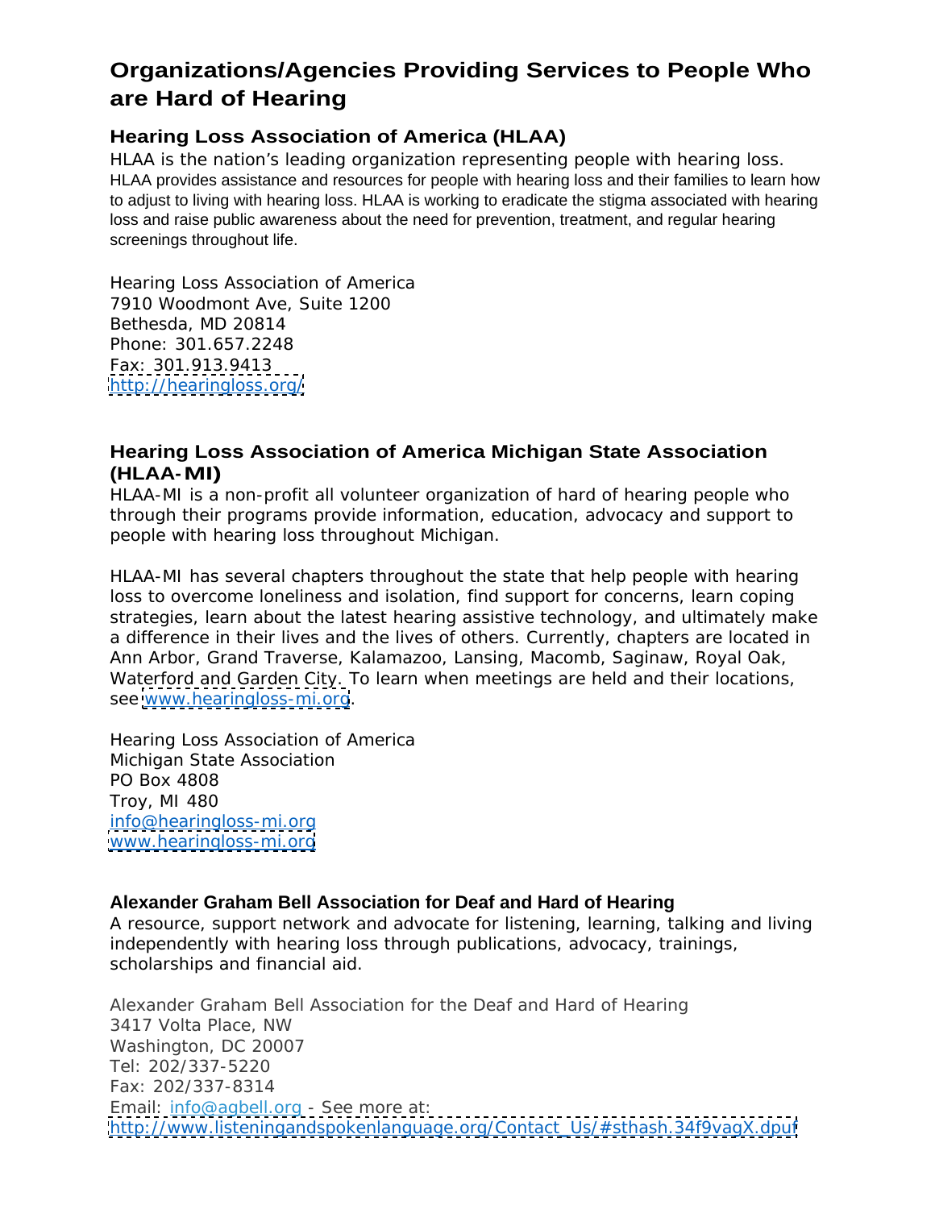# Organizations/Agencies Providing Services to People Who are Hard of Hearing

## Hearing Loss Association of America (HLAA)

HLAA is the nation's leading organization representing people with hearing loss. HLAA provides assistance and resources for people with hearing loss and their families to learn how to adjust to living with hearing loss. HLAA is working to eradicate the stigma associated with hearing loss and raise public awareness about the need for prevention, treatment, and regular hearing screenings throughout life.

Hearing Loss Association of America
7910 Woodmont Ave, Suite 1200
Bethesda, MD 20814
Phone: 301.657.2248
Fax: 301.913.9413
http://hearingloss.org/

## Hearing Loss Association of America Michigan State Association (HLAA-MI)

HLAA-MI is a non-profit all volunteer organization of hard of hearing people who through their programs provide information, education, advocacy and support to people with hearing loss throughout Michigan.

HLAA-MI has several chapters throughout the state that help people with hearing loss to overcome loneliness and isolation, find support for concerns, learn coping strategies, learn about the latest hearing assistive technology, and ultimately make a difference in their lives and the lives of others. Currently, chapters are located in Ann Arbor, Grand Traverse, Kalamazoo, Lansing, Macomb, Saginaw, Royal Oak, Waterford and Garden City. To learn when meetings are held and their locations, see www.hearingloss-mi.org.

Hearing Loss Association of America
Michigan State Association
PO Box 4808
Troy, MI 480
info@hearingloss-mi.org
www.hearingloss-mi.org

### Alexander Graham Bell Association for Deaf and Hard of Hearing

A resource, support network and advocate for listening, learning, talking and living independently with hearing loss through publications, advocacy, trainings, scholarships and financial aid.

Alexander Graham Bell Association for the Deaf and Hard of Hearing
3417 Volta Place, NW
Washington, DC 20007
Tel: 202/337-5220
Fax: 202/337-8314
Email: info@agbell.org - See more at:
http://www.listeningandspokenlanguage.org/Contact_Us/#sthash.34f9vagX.dpuf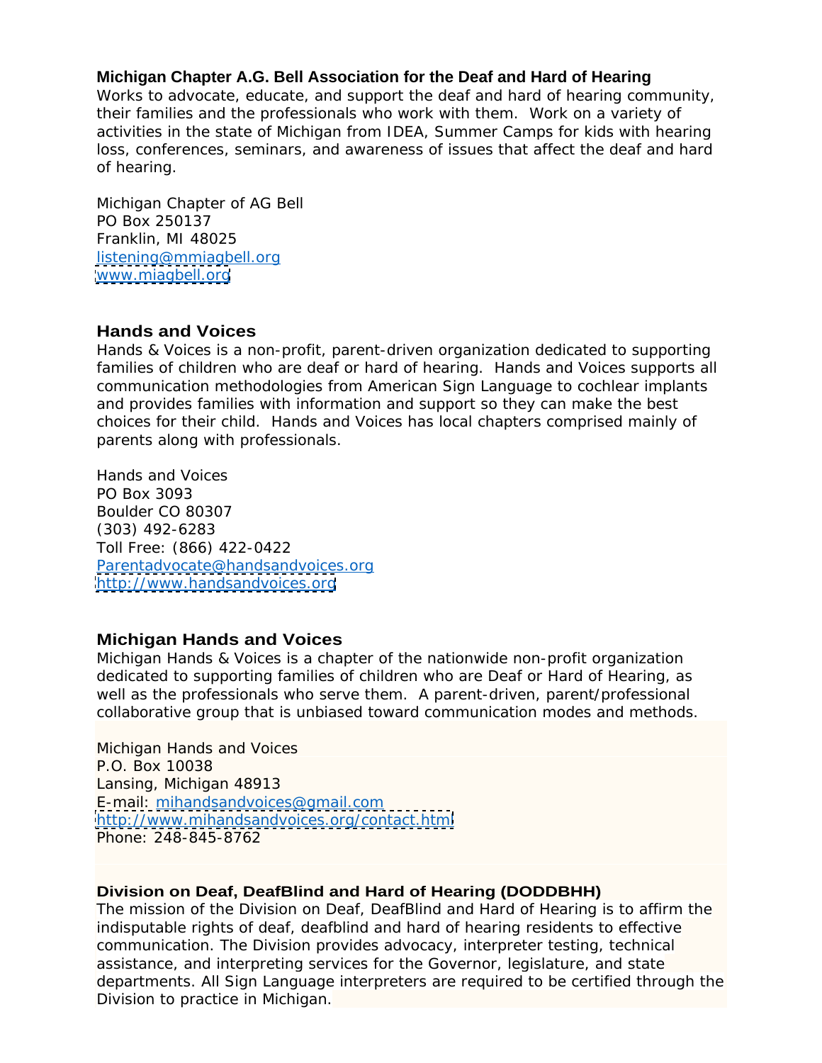**Michigan Chapter A.G. Bell Association for the Deaf and Hard of Hearing**

Works to advocate, educate, and support the deaf and hard of hearing community, their families and the professionals who work with them. Work on a variety of activities in the state of Michigan from IDEA, Summer Camps for kids with hearing loss, conferences, seminars, and awareness of issues that affect the deaf and hard of hearing.

Michigan Chapter of AG Bell
PO Box 250137
Franklin, MI 48025
listening@mmiagbell.org
www.miagbell.org

### Hands and Voices

Hands & Voices is a non-profit, parent-driven organization dedicated to supporting families of children who are deaf or hard of hearing. Hands and Voices supports all communication methodologies from American Sign Language to cochlear implants and provides families with information and support so they can make the best choices for their child. Hands and Voices has local chapters comprised mainly of parents along with professionals.

Hands and Voices
PO Box 3093
Boulder CO 80307
(303) 492-6283
Toll Free: (866) 422-0422
Parentadvocate@handsandvoices.org
http://www.handsandvoices.org

### Michigan Hands and Voices

Michigan Hands & Voices is a chapter of the nationwide non-profit organization dedicated to supporting families of children who are Deaf or Hard of Hearing, as well as the professionals who serve them. A parent-driven, parent/professional collaborative group that is unbiased toward communication modes and methods.

Michigan Hands and Voices
P.O. Box 10038
Lansing, Michigan 48913
E-mail: mihandsandvoices@gmail.com
http://www.mihandsandvoices.org/contact.html
Phone: 248-845-8762

**Division on Deaf, DeafBlind and Hard of Hearing (DODDBHH)**

The mission of the Division on Deaf, DeafBlind and Hard of Hearing is to affirm the indisputable rights of deaf, deafblind and hard of hearing residents to effective communication. The Division provides advocacy, interpreter testing, technical assistance, and interpreting services for the Governor, legislature, and state departments. All Sign Language interpreters are required to be certified through the Division to practice in Michigan.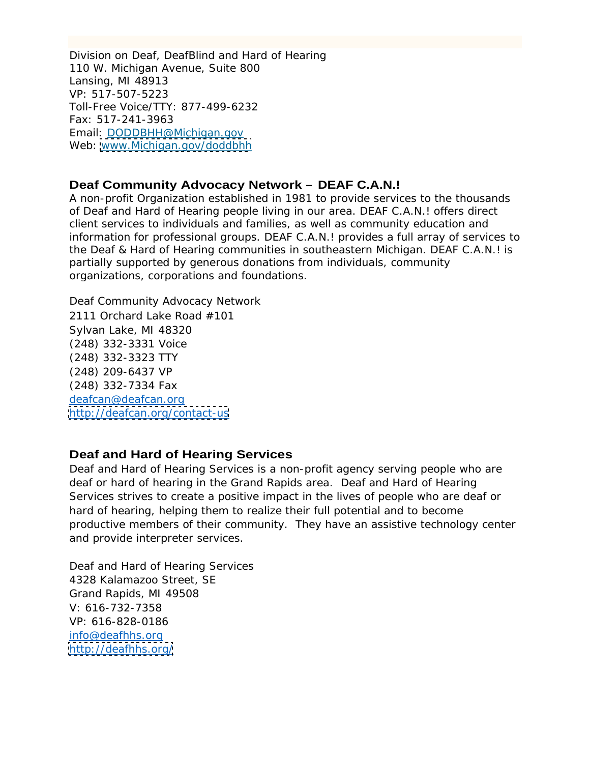Division on Deaf, DeafBlind and Hard of Hearing
110 W. Michigan Avenue, Suite 800
Lansing, MI 48913
VP: 517-507-5223
Toll-Free Voice/TTY: 877-499-6232
Fax: 517-241-3963
Email: DODDBHH@Michigan.gov
Web: www.Michigan.gov/doddbhh

### Deaf Community Advocacy Network – DEAF C.A.N.!

A non-profit Organization established in 1981 to provide services to the thousands of Deaf and Hard of Hearing people living in our area. DEAF C.A.N.! offers direct client services to individuals and families, as well as community education and information for professional groups. DEAF C.A.N.! provides a full array of services to the Deaf & Hard of Hearing communities in southeastern Michigan. DEAF C.A.N.! is partially supported by generous donations from individuals, community organizations, corporations and foundations.

Deaf Community Advocacy Network
2111 Orchard Lake Road #101
Sylvan Lake, MI 48320
(248) 332-3331 Voice
(248) 332-3323 TTY
(248) 209-6437 VP
(248) 332-7334 Fax
deafcan@deafcan.org
http://deafcan.org/contact-us

### Deaf and Hard of Hearing Services

Deaf and Hard of Hearing Services is a non-profit agency serving people who are deaf or hard of hearing in the Grand Rapids area. Deaf and Hard of Hearing Services strives to create a positive impact in the lives of people who are deaf or hard of hearing, helping them to realize their full potential and to become productive members of their community. They have an assistive technology center and provide interpreter services.

Deaf and Hard of Hearing Services
4328 Kalamazoo Street, SE
Grand Rapids, MI 49508
V: 616-732-7358
VP: 616-828-0186
info@deafhhs.org
http://deafhhs.org/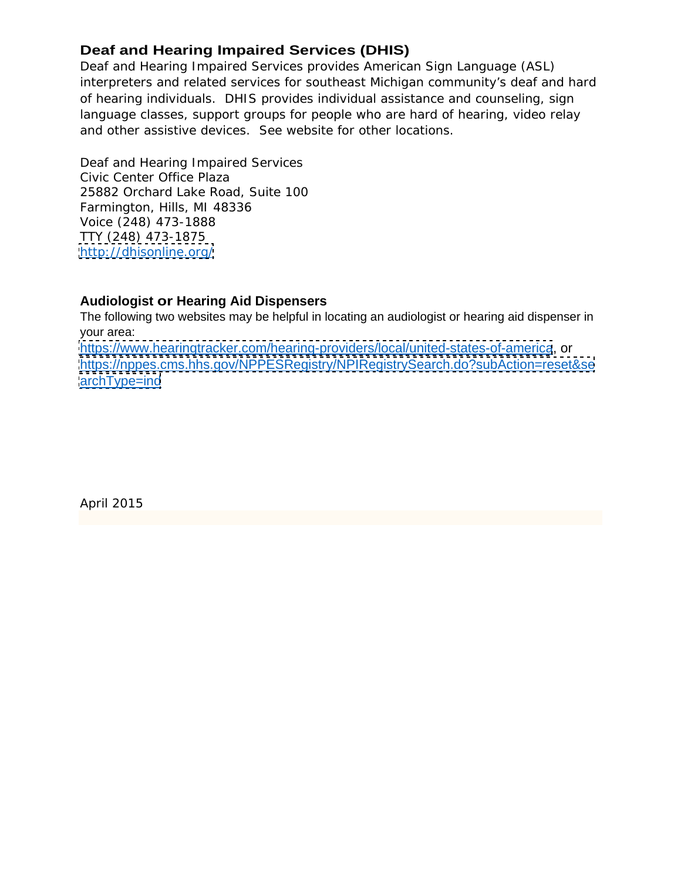## Deaf and Hearing Impaired Services (DHIS)

Deaf and Hearing Impaired Services provides American Sign Language (ASL) interpreters and related services for southeast Michigan community's deaf and hard of hearing individuals. DHIS provides individual assistance and counseling, sign language classes, support groups for people who are hard of hearing, video relay and other assistive devices. See website for other locations.

Deaf and Hearing Impaired Services
Civic Center Office Plaza
25882 Orchard Lake Road, Suite 100
Farmington, Hills, MI 48336
Voice (248) 473-1888
TTY (248) 473-1875
http://dhisonline.org/

## Audiologist or Hearing Aid Dispensers

The following two websites may be helpful in locating an audiologist or hearing aid dispenser in your area:
https://www.hearingtracker.com/hearing-providers/local/united-states-of-america, or
https://nppes.cms.hhs.gov/NPPESRegistry/NPIRegistrySearch.do?subAction=reset&searchType=ind

April 2015